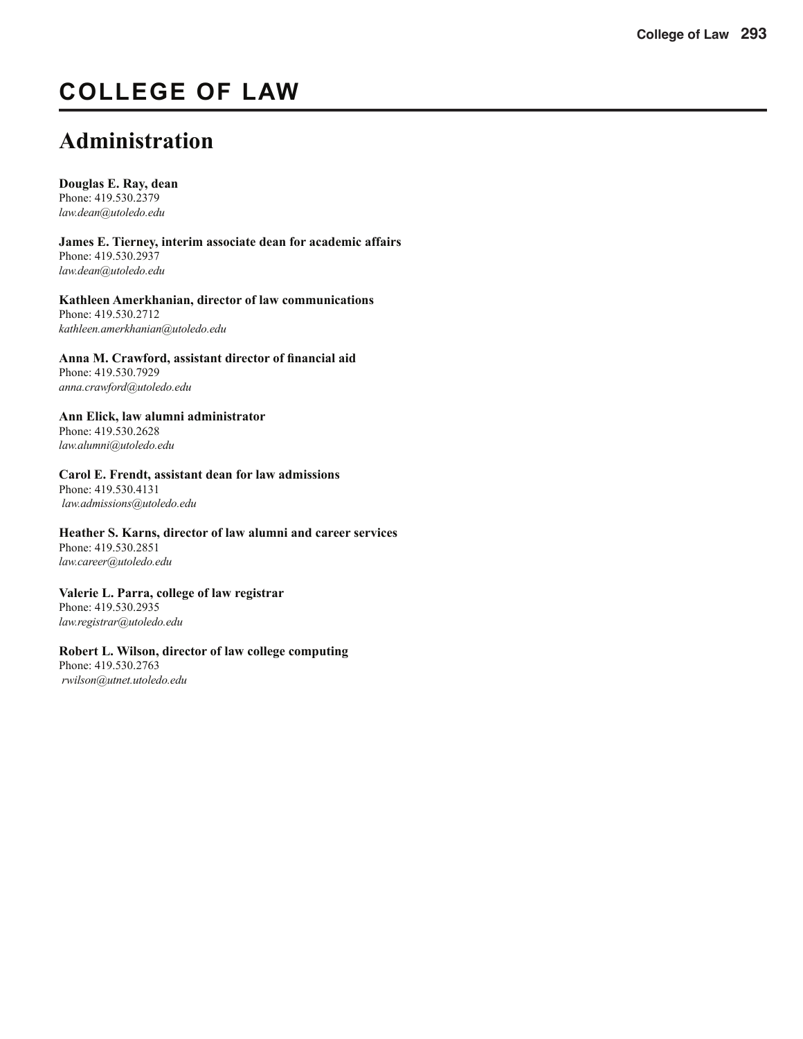# COLLEGE OF LAW

## Administration

**Douglas E. Ray, dean**
Phone: 419.530.2379
*law.dean@utoledo.edu*

**James E. Tierney, interim associate dean for academic affairs**
Phone: 419.530.2937
*law.dean@utoledo.edu*

**Kathleen Amerkhanian, director of law communications**
Phone: 419.530.2712
*kathleen.amerkhanian@utoledo.edu*

**Anna M. Crawford, assistant director of financial aid**
Phone: 419.530.7929
*anna.crawford@utoledo.edu*

**Ann Elick, law alumni administrator**
Phone: 419.530.2628
*law.alumni@utoledo.edu*

**Carol E. Frendt, assistant dean for law admissions**
Phone: 419.530.4131
*law.admissions@utoledo.edu*

**Heather S. Karns, director of law alumni and career services**
Phone: 419.530.2851
*law.career@utoledo.edu*

**Valerie L. Parra, college of law registrar**
Phone: 419.530.2935
*law.registrar@utoledo.edu*

**Robert L. Wilson, director of law college computing**
Phone: 419.530.2763
*rwilson@utnet.utoledo.edu*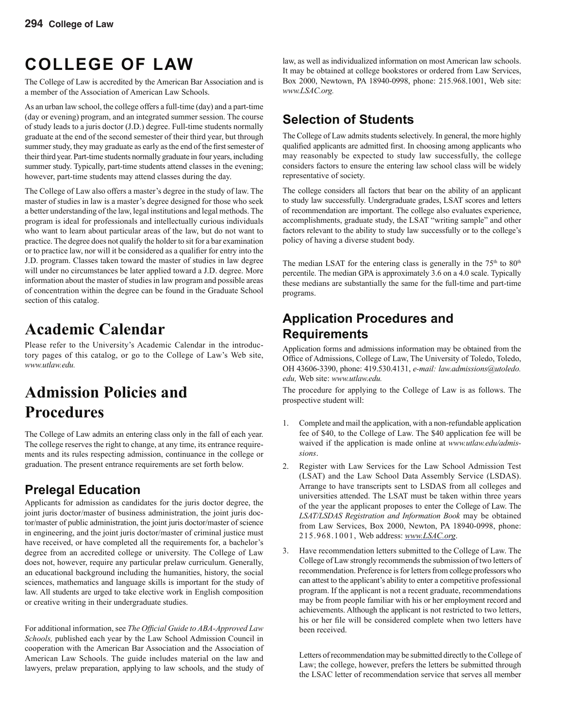# COLLEGE OF LAW

The College of Law is accredited by the American Bar Association and is a member of the Association of American Law Schools.

As an urban law school, the college offers a full-time (day) and a part-time (day or evening) program, and an integrated summer session. The course of study leads to a juris doctor (J.D.) degree. Full-time students normally graduate at the end of the second semester of their third year, but through summer study, they may graduate as early as the end of the first semester of their third year. Part-time students normally graduate in four years, including summer study. Typically, part-time students attend classes in the evening; however, part-time students may attend classes during the day.

The College of Law also offers a master's degree in the study of law. The master of studies in law is a master's degree designed for those who seek a better understanding of the law, legal institutions and legal methods. The program is ideal for professionals and intellectually curious individuals who want to learn about particular areas of the law, but do not want to practice. The degree does not qualify the holder to sit for a bar examination or to practice law, nor will it be considered as a qualifier for entry into the J.D. program. Classes taken toward the master of studies in law degree will under no circumstances be later applied toward a J.D. degree. More information about the master of studies in law program and possible areas of concentration within the degree can be found in the Graduate School section of this catalog.

# Academic Calendar

Please refer to the University's Academic Calendar in the introductory pages of this catalog, or go to the College of Law's Web site, *www.utlaw.edu.*

# Admission Policies and Procedures

The College of Law admits an entering class only in the fall of each year. The college reserves the right to change, at any time, its entrance requirements and its rules respecting admission, continuance in the college or graduation. The present entrance requirements are set forth below.

## Prelegal Education

Applicants for admission as candidates for the juris doctor degree, the joint juris doctor/master of business administration, the joint juris doctor/master of public administration, the joint juris doctor/master of science in engineering, and the joint juris doctor/master of criminal justice must have received, or have completed all the requirements for, a bachelor's degree from an accredited college or university. The College of Law does not, however, require any particular prelaw curriculum. Generally, an educational background including the humanities, history, the social sciences, mathematics and language skills is important for the study of law. All students are urged to take elective work in English composition or creative writing in their undergraduate studies.

For additional information, see *The Official Guide to ABA-Approved Law Schools,* published each year by the Law School Admission Council in cooperation with the American Bar Association and the Association of American Law Schools. The guide includes material on the law and lawyers, prelaw preparation, applying to law schools, and the study of law, as well as individualized information on most American law schools. It may be obtained at college bookstores or ordered from Law Services, Box 2000, Newtown, PA 18940-0998, phone: 215.968.1001, Web site: *www.LSAC.org.*

## Selection of Students

The College of Law admits students selectively. In general, the more highly qualified applicants are admitted first. In choosing among applicants who may reasonably be expected to study law successfully, the college considers factors to ensure the entering law school class will be widely representative of society.

The college considers all factors that bear on the ability of an applicant to study law successfully. Undergraduate grades, LSAT scores and letters of recommendation are important. The college also evaluates experience, accomplishments, graduate study, the LSAT "writing sample" and other factors relevant to the ability to study law successfully or to the college's policy of having a diverse student body.

The median LSAT for the entering class is generally in the 75th to 80th percentile. The median GPA is approximately 3.6 on a 4.0 scale. Typically these medians are substantially the same for the full-time and part-time programs.

## Application Procedures and Requirements

Application forms and admissions information may be obtained from the Office of Admissions, College of Law, The University of Toledo, Toledo, OH 43606-3390, phone: 419.530.4131, *e-mail: law.admissions@utoledo.edu,* Web site: *www.utlaw.edu.*

The procedure for applying to the College of Law is as follows. The prospective student will:

1. Complete and mail the application, with a non-refundable application fee of $40, to the College of Law. The $40 application fee will be waived if the application is made online at *www.utlaw.edu/admissions*.
2. Register with Law Services for the Law School Admission Test (LSAT) and the Law School Data Assembly Service (LSDAS). Arrange to have transcripts sent to LSDAS from all colleges and universities attended. The LSAT must be taken within three years of the year the applicant proposes to enter the College of Law. The *LSAT/LSDAS Registration and Information Book* may be obtained from Law Services, Box 2000, Newton, PA 18940-0998, phone: 215.968.1001, Web address: *www.LSAC.org*.
3. Have recommendation letters submitted to the College of Law. The College of Law strongly recommends the submission of two letters of recommendation. Preference is for letters from college professors who can attest to the applicant's ability to enter a competitive professional program. If the applicant is not a recent graduate, recommendations may be from people familiar with his or her employment record and achievements. Although the applicant is not restricted to two letters, his or her file will be considered complete when two letters have been received.

   Letters of recommendation may be submitted directly to the College of Law; the college, however, prefers the letters be submitted through the LSAC letter of recommendation service that serves all member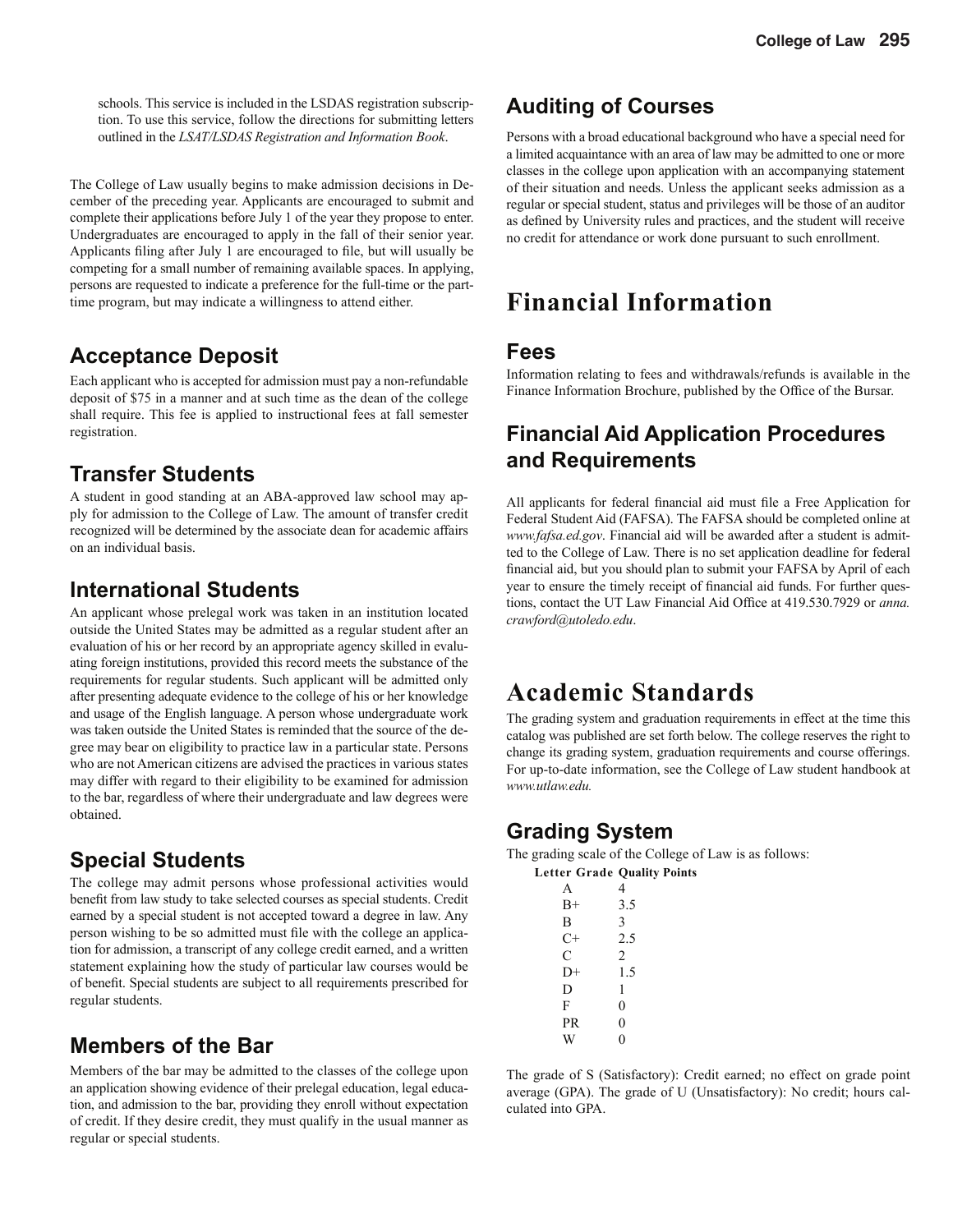schools. This service is included in the LSDAS registration subscription. To use this service, follow the directions for submitting letters outlined in the *LSAT/LSDAS Registration and Information Book*.

The College of Law usually begins to make admission decisions in December of the preceding year. Applicants are encouraged to submit and complete their applications before July 1 of the year they propose to enter. Undergraduates are encouraged to apply in the fall of their senior year. Applicants filing after July 1 are encouraged to file, but will usually be competing for a small number of remaining available spaces. In applying, persons are requested to indicate a preference for the full-time or the part-time program, but may indicate a willingness to attend either.

## Acceptance Deposit

Each applicant who is accepted for admission must pay a non-refundable deposit of $75 in a manner and at such time as the dean of the college shall require. This fee is applied to instructional fees at fall semester registration.

## Transfer Students

A student in good standing at an ABA-approved law school may apply for admission to the College of Law. The amount of transfer credit recognized will be determined by the associate dean for academic affairs on an individual basis.

## International Students

An applicant whose prelegal work was taken in an institution located outside the United States may be admitted as a regular student after an evaluation of his or her record by an appropriate agency skilled in evaluating foreign institutions, provided this record meets the substance of the requirements for regular students. Such applicant will be admitted only after presenting adequate evidence to the college of his or her knowledge and usage of the English language. A person whose undergraduate work was taken outside the United States is reminded that the source of the degree may bear on eligibility to practice law in a particular state. Persons who are not American citizens are advised the practices in various states may differ with regard to their eligibility to be examined for admission to the bar, regardless of where their undergraduate and law degrees were obtained.

## Special Students

The college may admit persons whose professional activities would benefit from law study to take selected courses as special students. Credit earned by a special student is not accepted toward a degree in law. Any person wishing to be so admitted must file with the college an application for admission, a transcript of any college credit earned, and a written statement explaining how the study of particular law courses would be of benefit. Special students are subject to all requirements prescribed for regular students.

## Members of the Bar

Members of the bar may be admitted to the classes of the college upon an application showing evidence of their prelegal education, legal education, and admission to the bar, providing they enroll without expectation of credit. If they desire credit, they must qualify in the usual manner as regular or special students.

## Auditing of Courses

Persons with a broad educational background who have a special need for a limited acquaintance with an area of law may be admitted to one or more classes in the college upon application with an accompanying statement of their situation and needs. Unless the applicant seeks admission as a regular or special student, status and privileges will be those of an auditor as defined by University rules and practices, and the student will receive no credit for attendance or work done pursuant to such enrollment.

# Financial Information

## Fees

Information relating to fees and withdrawals/refunds is available in the Finance Information Brochure, published by the Office of the Bursar.

## Financial Aid Application Procedures and Requirements

All applicants for federal financial aid must file a Free Application for Federal Student Aid (FAFSA). The FAFSA should be completed online at *www.fafsa.ed.gov*. Financial aid will be awarded after a student is admitted to the College of Law. There is no set application deadline for federal financial aid, but you should plan to submit your FAFSA by April of each year to ensure the timely receipt of financial aid funds. For further questions, contact the UT Law Financial Aid Office at 419.530.7929 or *anna.crawford@utoledo.edu*.

# Academic Standards

The grading system and graduation requirements in effect at the time this catalog was published are set forth below. The college reserves the right to change its grading system, graduation requirements and course offerings. For up-to-date information, see the College of Law student handbook at *www.utlaw.edu.*

## Grading System

The grading scale of the College of Law is as follows:

| Letter Grade | Quality Points |
|---|---|
| A | 4 |
| B+ | 3.5 |
| B | 3 |
| C+ | 2.5 |
| C | 2 |
| D+ | 1.5 |
| D | 1 |
| F | 0 |
| PR | 0 |
| W | 0 |

The grade of S (Satisfactory): Credit earned; no effect on grade point average (GPA). The grade of U (Unsatisfactory): No credit; hours calculated into GPA.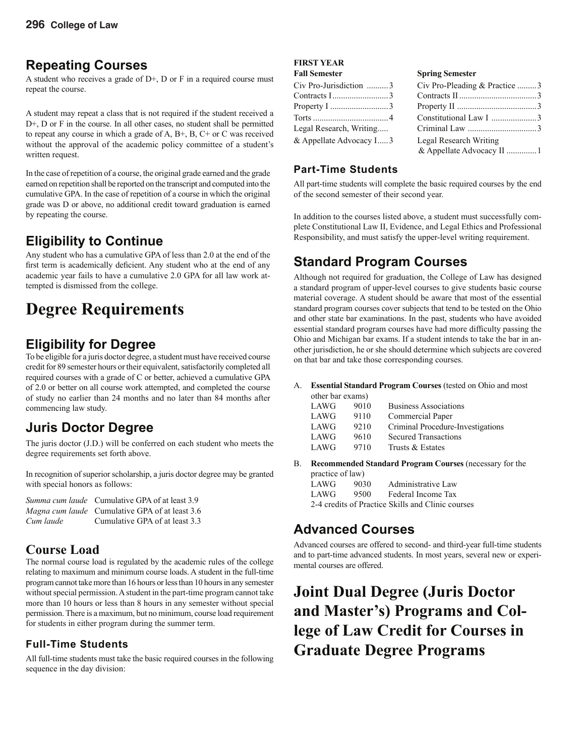## Repeating Courses

A student who receives a grade of D+, D or F in a required course must repeat the course.

A student may repeat a class that is not required if the student received a D+, D or F in the course. In all other cases, no student shall be permitted to repeat any course in which a grade of A, B+, B, C+ or C was received without the approval of the academic policy committee of a student's written request.

In the case of repetition of a course, the original grade earned and the grade earned on repetition shall be reported on the transcript and computed into the cumulative GPA. In the case of repetition of a course in which the original grade was D or above, no additional credit toward graduation is earned by repeating the course.

## Eligibility to Continue

Any student who has a cumulative GPA of less than 2.0 at the end of the first term is academically deficient. Any student who at the end of any academic year fails to have a cumulative 2.0 GPA for all law work attempted is dismissed from the college.

# Degree Requirements

## Eligibility for Degree

To be eligible for a juris doctor degree, a student must have received course credit for 89 semester hours or their equivalent, satisfactorily completed all required courses with a grade of C or better, achieved a cumulative GPA of 2.0 or better on all course work attempted, and completed the course of study no earlier than 24 months and no later than 84 months after commencing law study.

## Juris Doctor Degree

The juris doctor (J.D.) will be conferred on each student who meets the degree requirements set forth above.

In recognition of superior scholarship, a juris doctor degree may be granted with special honors as follows:

| | |
|---|---|
| *Summa cum laude* | Cumulative GPA of at least 3.9 |
| *Magna cum laude* | Cumulative GPA of at least 3.6 |
| *Cum laude* | Cumulative GPA of at least 3.3 |

## Course Load

The normal course load is regulated by the academic rules of the college relating to maximum and minimum course loads. A student in the full-time program cannot take more than 16 hours or less than 10 hours in any semester without special permission. A student in the part-time program cannot take more than 10 hours or less than 8 hours in any semester without special permission. There is a maximum, but no minimum, course load requirement for students in either program during the summer term.

### Full-Time Students

All full-time students must take the basic required courses in the following sequence in the day division:

**FIRST YEAR**

| Fall Semester | | Spring Semester | |
|---|---|---|---|
| Civ Pro-Jurisdiction | 3 | Civ Pro-Pleading & Practice | 3 |
| Contracts I | 3 | Contracts II | 3 |
| Property I | 3 | Property II | 3 |
| Torts | 4 | Constitutional Law I | 3 |
| Legal Research, Writing & Appellate Advocacy I | 3 | Criminal Law | 3 |
| | | Legal Research Writing & Appellate Advocacy II | 1 |

### Part-Time Students

All part-time students will complete the basic required courses by the end of the second semester of their second year.

In addition to the courses listed above, a student must successfully complete Constitutional Law II, Evidence, and Legal Ethics and Professional Responsibility, and must satisfy the upper-level writing requirement.

## Standard Program Courses

Although not required for graduation, the College of Law has designed a standard program of upper-level courses to give students basic course material coverage. A student should be aware that most of the essential standard program courses cover subjects that tend to be tested on the Ohio and other state bar examinations. In the past, students who have avoided essential standard program courses have had more difficulty passing the Ohio and Michigan bar exams. If a student intends to take the bar in another jurisdiction, he or she should determine which subjects are covered on that bar and take those corresponding courses.

A. **Essential Standard Program Courses** (tested on Ohio and most other bar exams)

| | | |
|---|---|---|
| LAWG | 9010 | Business Associations |
| LAWG | 9110 | Commercial Paper |
| LAWG | 9210 | Criminal Procedure-Investigations |
| LAWG | 9610 | Secured Transactions |
| LAWG | 9710 | Trusts & Estates |

B. **Recommended Standard Program Courses** (necessary for the practice of law)

| | | |
|---|---|---|
| LAWG | 9030 | Administrative Law |
| LAWG | 9500 | Federal Income Tax |

2-4 credits of Practice Skills and Clinic courses

## Advanced Courses

Advanced courses are offered to second- and third-year full-time students and to part-time advanced students. In most years, several new or experimental courses are offered.

# Joint Dual Degree (Juris Doctor and Master's) Programs and College of Law Credit for Courses in Graduate Degree Programs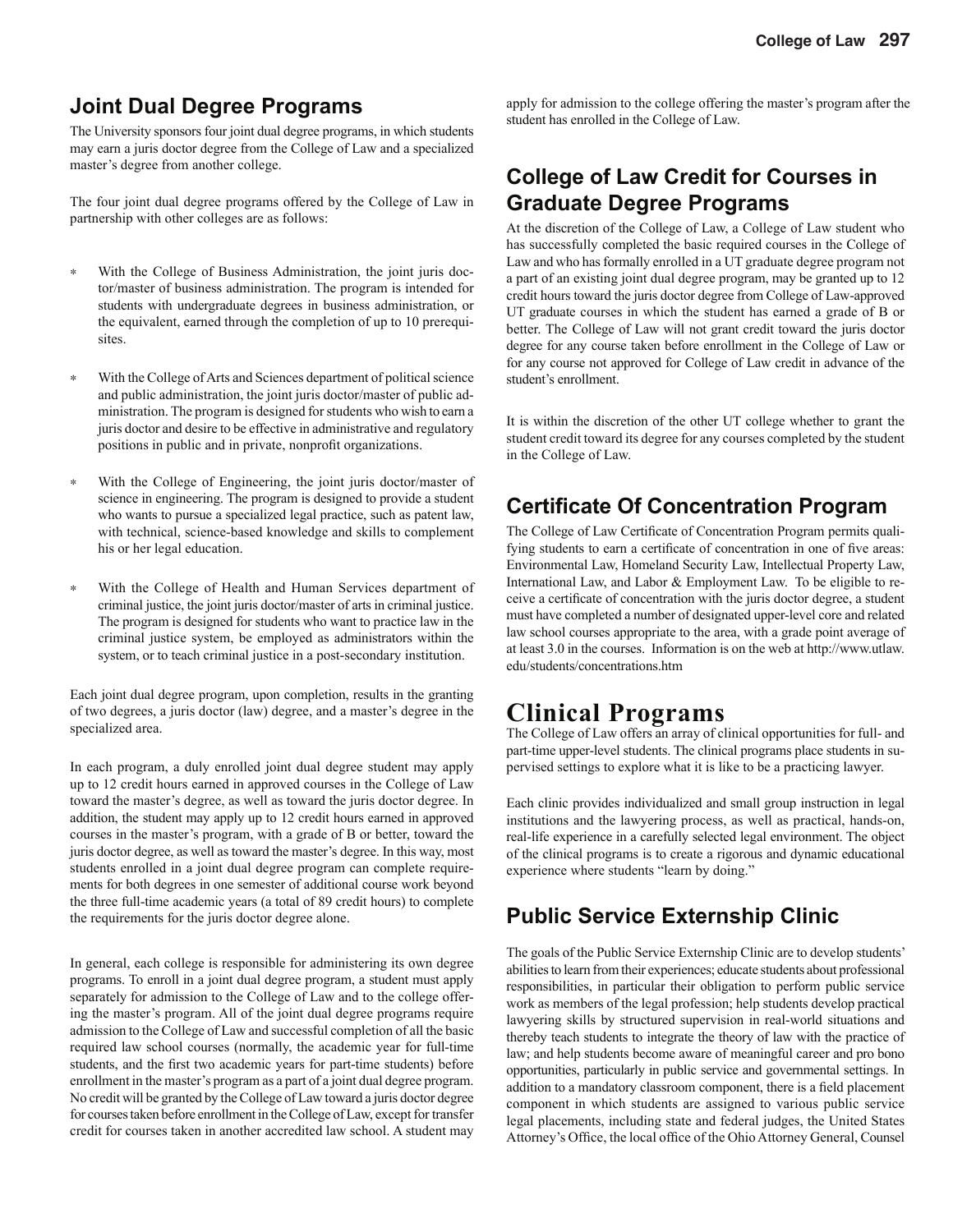## Joint Dual Degree Programs

The University sponsors four joint dual degree programs, in which students may earn a juris doctor degree from the College of Law and a specialized master's degree from another college.

The four joint dual degree programs offered by the College of Law in partnership with other colleges are as follows:

- With the College of Business Administration, the joint juris doctor/master of business administration. The program is intended for students with undergraduate degrees in business administration, or the equivalent, earned through the completion of up to 10 prerequisites.
- With the College of Arts and Sciences department of political science and public administration, the joint juris doctor/master of public administration. The program is designed for students who wish to earn a juris doctor and desire to be effective in administrative and regulatory positions in public and in private, nonprofit organizations.
- With the College of Engineering, the joint juris doctor/master of science in engineering. The program is designed to provide a student who wants to pursue a specialized legal practice, such as patent law, with technical, science-based knowledge and skills to complement his or her legal education.
- With the College of Health and Human Services department of criminal justice, the joint juris doctor/master of arts in criminal justice. The program is designed for students who want to practice law in the criminal justice system, be employed as administrators within the system, or to teach criminal justice in a post-secondary institution.

Each joint dual degree program, upon completion, results in the granting of two degrees, a juris doctor (law) degree, and a master's degree in the specialized area.

In each program, a duly enrolled joint dual degree student may apply up to 12 credit hours earned in approved courses in the College of Law toward the master's degree, as well as toward the juris doctor degree. In addition, the student may apply up to 12 credit hours earned in approved courses in the master's program, with a grade of B or better, toward the juris doctor degree, as well as toward the master's degree. In this way, most students enrolled in a joint dual degree program can complete requirements for both degrees in one semester of additional course work beyond the three full-time academic years (a total of 89 credit hours) to complete the requirements for the juris doctor degree alone.

In general, each college is responsible for administering its own degree programs. To enroll in a joint dual degree program, a student must apply separately for admission to the College of Law and to the college offering the master's program. All of the joint dual degree programs require admission to the College of Law and successful completion of all the basic required law school courses (normally, the academic year for full-time students, and the first two academic years for part-time students) before enrollment in the master's program as a part of a joint dual degree program. No credit will be granted by the College of Law toward a juris doctor degree for courses taken before enrollment in the College of Law, except for transfer credit for courses taken in another accredited law school. A student may apply for admission to the college offering the master's program after the student has enrolled in the College of Law.

## College of Law Credit for Courses in Graduate Degree Programs

At the discretion of the College of Law, a College of Law student who has successfully completed the basic required courses in the College of Law and who has formally enrolled in a UT graduate degree program not a part of an existing joint dual degree program, may be granted up to 12 credit hours toward the juris doctor degree from College of Law-approved UT graduate courses in which the student has earned a grade of B or better. The College of Law will not grant credit toward the juris doctor degree for any course taken before enrollment in the College of Law or for any course not approved for College of Law credit in advance of the student's enrollment.

It is within the discretion of the other UT college whether to grant the student credit toward its degree for any courses completed by the student in the College of Law.

## Certificate Of Concentration Program

The College of Law Certificate of Concentration Program permits qualifying students to earn a certificate of concentration in one of five areas: Environmental Law, Homeland Security Law, Intellectual Property Law, International Law, and Labor & Employment Law. To be eligible to receive a certificate of concentration with the juris doctor degree, a student must have completed a number of designated upper-level core and related law school courses appropriate to the area, with a grade point average of at least 3.0 in the courses. Information is on the web at http://www.utlaw.edu/students/concentrations.htm

# Clinical Programs

The College of Law offers an array of clinical opportunities for full- and part-time upper-level students. The clinical programs place students in supervised settings to explore what it is like to be a practicing lawyer.

Each clinic provides individualized and small group instruction in legal institutions and the lawyering process, as well as practical, hands-on, real-life experience in a carefully selected legal environment. The object of the clinical programs is to create a rigorous and dynamic educational experience where students "learn by doing."

## Public Service Externship Clinic

The goals of the Public Service Externship Clinic are to develop students' abilities to learn from their experiences; educate students about professional responsibilities, in particular their obligation to perform public service work as members of the legal profession; help students develop practical lawyering skills by structured supervision in real-world situations and thereby teach students to integrate the theory of law with the practice of law; and help students become aware of meaningful career and pro bono opportunities, particularly in public service and governmental settings. In addition to a mandatory classroom component, there is a field placement component in which students are assigned to various public service legal placements, including state and federal judges, the United States Attorney's Office, the local office of the Ohio Attorney General, Counsel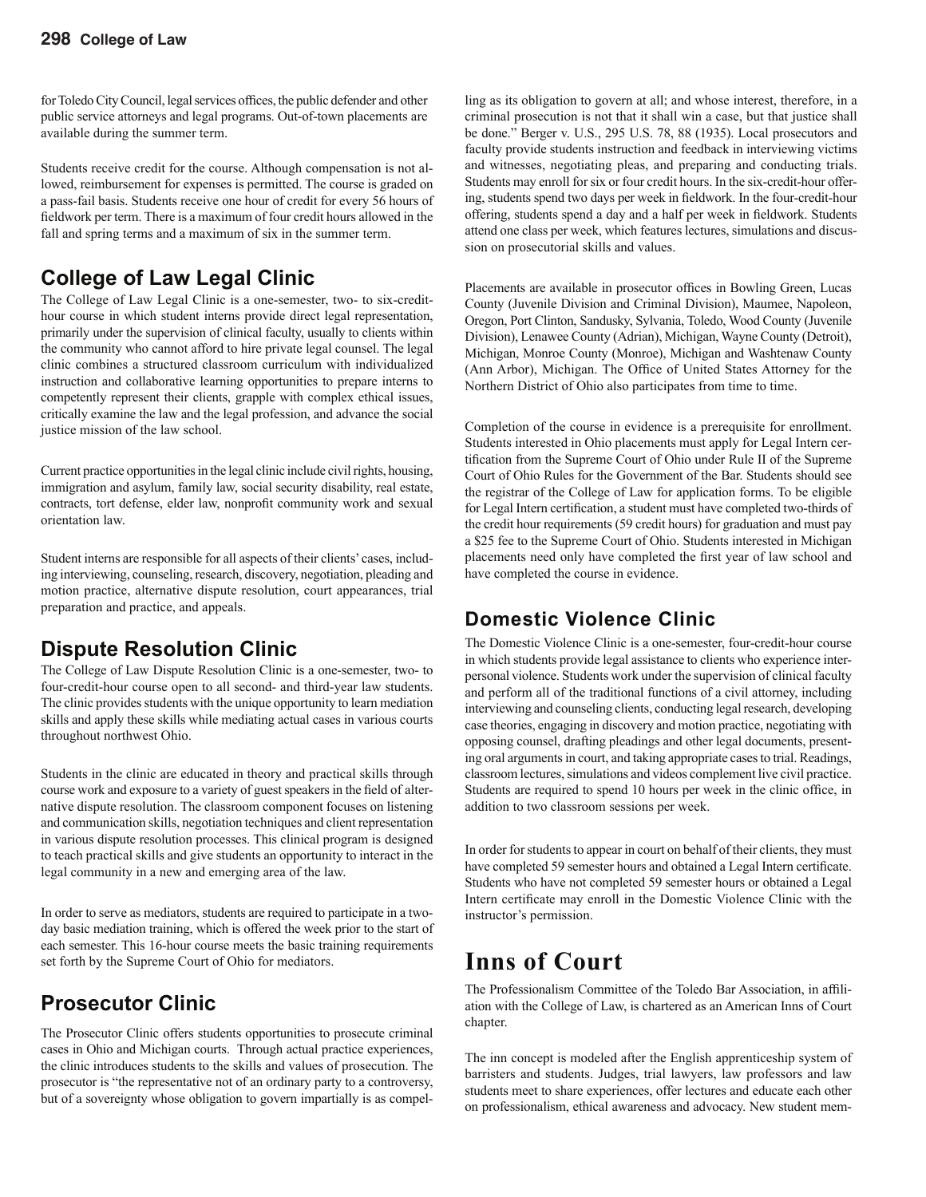for Toledo City Council, legal services offices, the public defender and other public service attorneys and legal programs. Out-of-town placements are available during the summer term.

Students receive credit for the course. Although compensation is not allowed, reimbursement for expenses is permitted. The course is graded on a pass-fail basis. Students receive one hour of credit for every 56 hours of fieldwork per term. There is a maximum of four credit hours allowed in the fall and spring terms and a maximum of six in the summer term.

## College of Law Legal Clinic

The College of Law Legal Clinic is a one-semester, two- to six-credit-hour course in which student interns provide direct legal representation, primarily under the supervision of clinical faculty, usually to clients within the community who cannot afford to hire private legal counsel. The legal clinic combines a structured classroom curriculum with individualized instruction and collaborative learning opportunities to prepare interns to competently represent their clients, grapple with complex ethical issues, critically examine the law and the legal profession, and advance the social justice mission of the law school.

Current practice opportunities in the legal clinic include civil rights, housing, immigration and asylum, family law, social security disability, real estate, contracts, tort defense, elder law, nonprofit community work and sexual orientation law.

Student interns are responsible for all aspects of their clients' cases, including interviewing, counseling, research, discovery, negotiation, pleading and motion practice, alternative dispute resolution, court appearances, trial preparation and practice, and appeals.

## Dispute Resolution Clinic

The College of Law Dispute Resolution Clinic is a one-semester, two- to four-credit-hour course open to all second- and third-year law students. The clinic provides students with the unique opportunity to learn mediation skills and apply these skills while mediating actual cases in various courts throughout northwest Ohio.

Students in the clinic are educated in theory and practical skills through course work and exposure to a variety of guest speakers in the field of alternative dispute resolution. The classroom component focuses on listening and communication skills, negotiation techniques and client representation in various dispute resolution processes. This clinical program is designed to teach practical skills and give students an opportunity to interact in the legal community in a new and emerging area of the law.

In order to serve as mediators, students are required to participate in a two-day basic mediation training, which is offered the week prior to the start of each semester. This 16-hour course meets the basic training requirements set forth by the Supreme Court of Ohio for mediators.

## Prosecutor Clinic

The Prosecutor Clinic offers students opportunities to prosecute criminal cases in Ohio and Michigan courts. Through actual practice experiences, the clinic introduces students to the skills and values of prosecution. The prosecutor is "the representative not of an ordinary party to a controversy, but of a sovereignty whose obligation to govern impartially is as compelling as its obligation to govern at all; and whose interest, therefore, in a criminal prosecution is not that it shall win a case, but that justice shall be done." Berger v. U.S., 295 U.S. 78, 88 (1935). Local prosecutors and faculty provide students instruction and feedback in interviewing victims and witnesses, negotiating pleas, and preparing and conducting trials. Students may enroll for six or four credit hours. In the six-credit-hour offering, students spend two days per week in fieldwork. In the four-credit-hour offering, students spend a day and a half per week in fieldwork. Students attend one class per week, which features lectures, simulations and discussion on prosecutorial skills and values.

Placements are available in prosecutor offices in Bowling Green, Lucas County (Juvenile Division and Criminal Division), Maumee, Napoleon, Oregon, Port Clinton, Sandusky, Sylvania, Toledo, Wood County (Juvenile Division), Lenawee County (Adrian), Michigan, Wayne County (Detroit), Michigan, Monroe County (Monroe), Michigan and Washtenaw County (Ann Arbor), Michigan. The Office of United States Attorney for the Northern District of Ohio also participates from time to time.

Completion of the course in evidence is a prerequisite for enrollment. Students interested in Ohio placements must apply for Legal Intern certification from the Supreme Court of Ohio under Rule II of the Supreme Court of Ohio Rules for the Government of the Bar. Students should see the registrar of the College of Law for application forms. To be eligible for Legal Intern certification, a student must have completed two-thirds of the credit hour requirements (59 credit hours) for graduation and must pay a $25 fee to the Supreme Court of Ohio. Students interested in Michigan placements need only have completed the first year of law school and have completed the course in evidence.

## Domestic Violence Clinic

The Domestic Violence Clinic is a one-semester, four-credit-hour course in which students provide legal assistance to clients who experience interpersonal violence. Students work under the supervision of clinical faculty and perform all of the traditional functions of a civil attorney, including interviewing and counseling clients, conducting legal research, developing case theories, engaging in discovery and motion practice, negotiating with opposing counsel, drafting pleadings and other legal documents, presenting oral arguments in court, and taking appropriate cases to trial. Readings, classroom lectures, simulations and videos complement live civil practice. Students are required to spend 10 hours per week in the clinic office, in addition to two classroom sessions per week.

In order for students to appear in court on behalf of their clients, they must have completed 59 semester hours and obtained a Legal Intern certificate. Students who have not completed 59 semester hours or obtained a Legal Intern certificate may enroll in the Domestic Violence Clinic with the instructor's permission.

# Inns of Court

The Professionalism Committee of the Toledo Bar Association, in affiliation with the College of Law, is chartered as an American Inns of Court chapter.

The inn concept is modeled after the English apprenticeship system of barristers and students. Judges, trial lawyers, law professors and law students meet to share experiences, offer lectures and educate each other on professionalism, ethical awareness and advocacy. New student mem-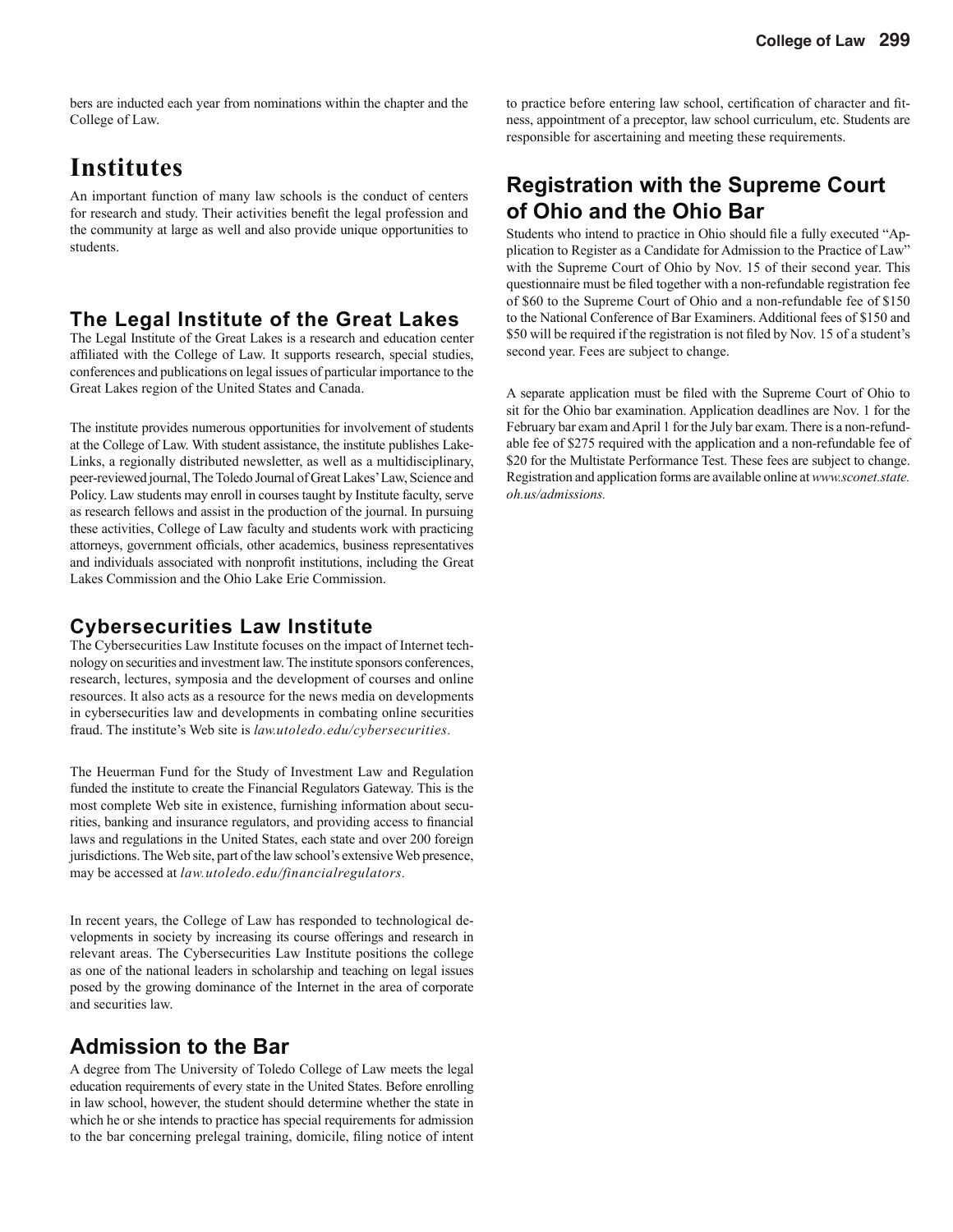bers are inducted each year from nominations within the chapter and the College of Law.

# Institutes

An important function of many law schools is the conduct of centers for research and study. Their activities benefit the legal profession and the community at large as well and also provide unique opportunities to students.

## The Legal Institute of the Great Lakes

The Legal Institute of the Great Lakes is a research and education center affiliated with the College of Law. It supports research, special studies, conferences and publications on legal issues of particular importance to the Great Lakes region of the United States and Canada.

The institute provides numerous opportunities for involvement of students at the College of Law. With student assistance, the institute publishes Lake-Links, a regionally distributed newsletter, as well as a multidisciplinary, peer-reviewed journal, The Toledo Journal of Great Lakes' Law, Science and Policy. Law students may enroll in courses taught by Institute faculty, serve as research fellows and assist in the production of the journal. In pursuing these activities, College of Law faculty and students work with practicing attorneys, government officials, other academics, business representatives and individuals associated with nonprofit institutions, including the Great Lakes Commission and the Ohio Lake Erie Commission.

## Cybersecurities Law Institute

The Cybersecurities Law Institute focuses on the impact of Internet technology on securities and investment law. The institute sponsors conferences, research, lectures, symposia and the development of courses and online resources. It also acts as a resource for the news media on developments in cybersecurities law and developments in combating online securities fraud. The institute's Web site is *law.utoledo.edu/cybersecurities.*

The Heuerman Fund for the Study of Investment Law and Regulation funded the institute to create the Financial Regulators Gateway. This is the most complete Web site in existence, furnishing information about securities, banking and insurance regulators, and providing access to financial laws and regulations in the United States, each state and over 200 foreign jurisdictions. The Web site, part of the law school's extensive Web presence, may be accessed at *law.utoledo.edu/financialregulators.*

In recent years, the College of Law has responded to technological developments in society by increasing its course offerings and research in relevant areas. The Cybersecurities Law Institute positions the college as one of the national leaders in scholarship and teaching on legal issues posed by the growing dominance of the Internet in the area of corporate and securities law.

## Admission to the Bar

A degree from The University of Toledo College of Law meets the legal education requirements of every state in the United States. Before enrolling in law school, however, the student should determine whether the state in which he or she intends to practice has special requirements for admission to the bar concerning prelegal training, domicile, filing notice of intent to practice before entering law school, certification of character and fitness, appointment of a preceptor, law school curriculum, etc. Students are responsible for ascertaining and meeting these requirements.

## Registration with the Supreme Court of Ohio and the Ohio Bar

Students who intend to practice in Ohio should file a fully executed "Application to Register as a Candidate for Admission to the Practice of Law" with the Supreme Court of Ohio by Nov. 15 of their second year. This questionnaire must be filed together with a non-refundable registration fee of $60 to the Supreme Court of Ohio and a non-refundable fee of $150 to the National Conference of Bar Examiners. Additional fees of $150 and $50 will be required if the registration is not filed by Nov. 15 of a student's second year. Fees are subject to change.

A separate application must be filed with the Supreme Court of Ohio to sit for the Ohio bar examination. Application deadlines are Nov. 1 for the February bar exam and April 1 for the July bar exam. There is a non-refundable fee of $275 required with the application and a non-refundable fee of $20 for the Multistate Performance Test. These fees are subject to change. Registration and application forms are available online at *www.sconet.state.oh.us/admissions.*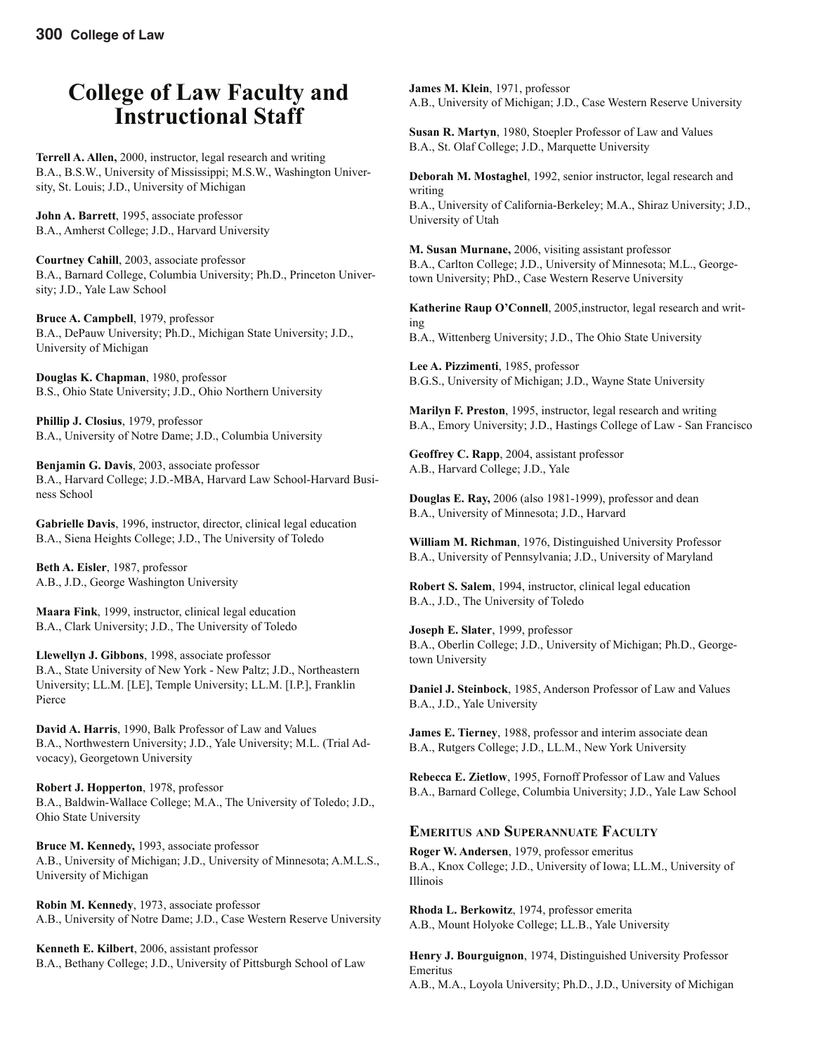# College of Law Faculty and Instructional Staff

**Terrell A. Allen,** 2000, instructor, legal research and writing
B.A., B.S.W., University of Mississippi; M.S.W., Washington University, St. Louis; J.D., University of Michigan

**John A. Barrett**, 1995, associate professor
B.A., Amherst College; J.D., Harvard University

**Courtney Cahill**, 2003, associate professor
B.A., Barnard College, Columbia University; Ph.D., Princeton University; J.D., Yale Law School

**Bruce A. Campbell**, 1979, professor
B.A., DePauw University; Ph.D., Michigan State University; J.D., University of Michigan

**Douglas K. Chapman**, 1980, professor
B.S., Ohio State University; J.D., Ohio Northern University

**Phillip J. Closius**, 1979, professor
B.A., University of Notre Dame; J.D., Columbia University

**Benjamin G. Davis**, 2003, associate professor
B.A., Harvard College; J.D.-MBA, Harvard Law School-Harvard Business School

**Gabrielle Davis**, 1996, instructor, director, clinical legal education
B.A., Siena Heights College; J.D., The University of Toledo

**Beth A. Eisler**, 1987, professor
A.B., J.D., George Washington University

**Maara Fink**, 1999, instructor, clinical legal education
B.A., Clark University; J.D., The University of Toledo

**Llewellyn J. Gibbons**, 1998, associate professor
B.A., State University of New York - New Paltz; J.D., Northeastern University; LL.M. [LE], Temple University; LL.M. [I.P.], Franklin Pierce

**David A. Harris**, 1990, Balk Professor of Law and Values
B.A., Northwestern University; J.D., Yale University; M.L. (Trial Advocacy), Georgetown University

**Robert J. Hopperton**, 1978, professor
B.A., Baldwin-Wallace College; M.A., The University of Toledo; J.D., Ohio State University

**Bruce M. Kennedy,** 1993, associate professor
A.B., University of Michigan; J.D., University of Minnesota; A.M.L.S., University of Michigan

**Robin M. Kennedy**, 1973, associate professor
A.B., University of Notre Dame; J.D., Case Western Reserve University

**Kenneth E. Kilbert**, 2006, assistant professor
B.A., Bethany College; J.D., University of Pittsburgh School of Law

**James M. Klein**, 1971, professor
A.B., University of Michigan; J.D., Case Western Reserve University

**Susan R. Martyn**, 1980, Stoepler Professor of Law and Values
B.A., St. Olaf College; J.D., Marquette University

**Deborah M. Mostaghel**, 1992, senior instructor, legal research and writing
B.A., University of California-Berkeley; M.A., Shiraz University; J.D., University of Utah

**M. Susan Murnane,** 2006, visiting assistant professor
B.A., Carlton College; J.D., University of Minnesota; M.L., Georgetown University; PhD., Case Western Reserve University

**Katherine Raup O'Connell**, 2005,instructor, legal research and writing
B.A., Wittenberg University; J.D., The Ohio State University

**Lee A. Pizzimenti**, 1985, professor
B.G.S., University of Michigan; J.D., Wayne State University

**Marilyn F. Preston**, 1995, instructor, legal research and writing
B.A., Emory University; J.D., Hastings College of Law - San Francisco

**Geoffrey C. Rapp**, 2004, assistant professor
A.B., Harvard College; J.D., Yale

**Douglas E. Ray,** 2006 (also 1981-1999), professor and dean
B.A., University of Minnesota; J.D., Harvard

**William M. Richman**, 1976, Distinguished University Professor
B.A., University of Pennsylvania; J.D., University of Maryland

**Robert S. Salem**, 1994, instructor, clinical legal education
B.A., J.D., The University of Toledo

**Joseph E. Slater**, 1999, professor
B.A., Oberlin College; J.D., University of Michigan; Ph.D., Georgetown University

**Daniel J. Steinbock**, 1985, Anderson Professor of Law and Values
B.A., J.D., Yale University

**James E. Tierney**, 1988, professor and interim associate dean
B.A., Rutgers College; J.D., LL.M., New York University

**Rebecca E. Zietlow**, 1995, Fornoff Professor of Law and Values
B.A., Barnard College, Columbia University; J.D., Yale Law School

## Emeritus and Superannuate Faculty

**Roger W. Andersen**, 1979, professor emeritus
B.A., Knox College; J.D., University of Iowa; LL.M., University of Illinois

**Rhoda L. Berkowitz**, 1974, professor emerita
A.B., Mount Holyoke College; LL.B., Yale University

**Henry J. Bourguignon**, 1974, Distinguished University Professor Emeritus
A.B., M.A., Loyola University; Ph.D., J.D., University of Michigan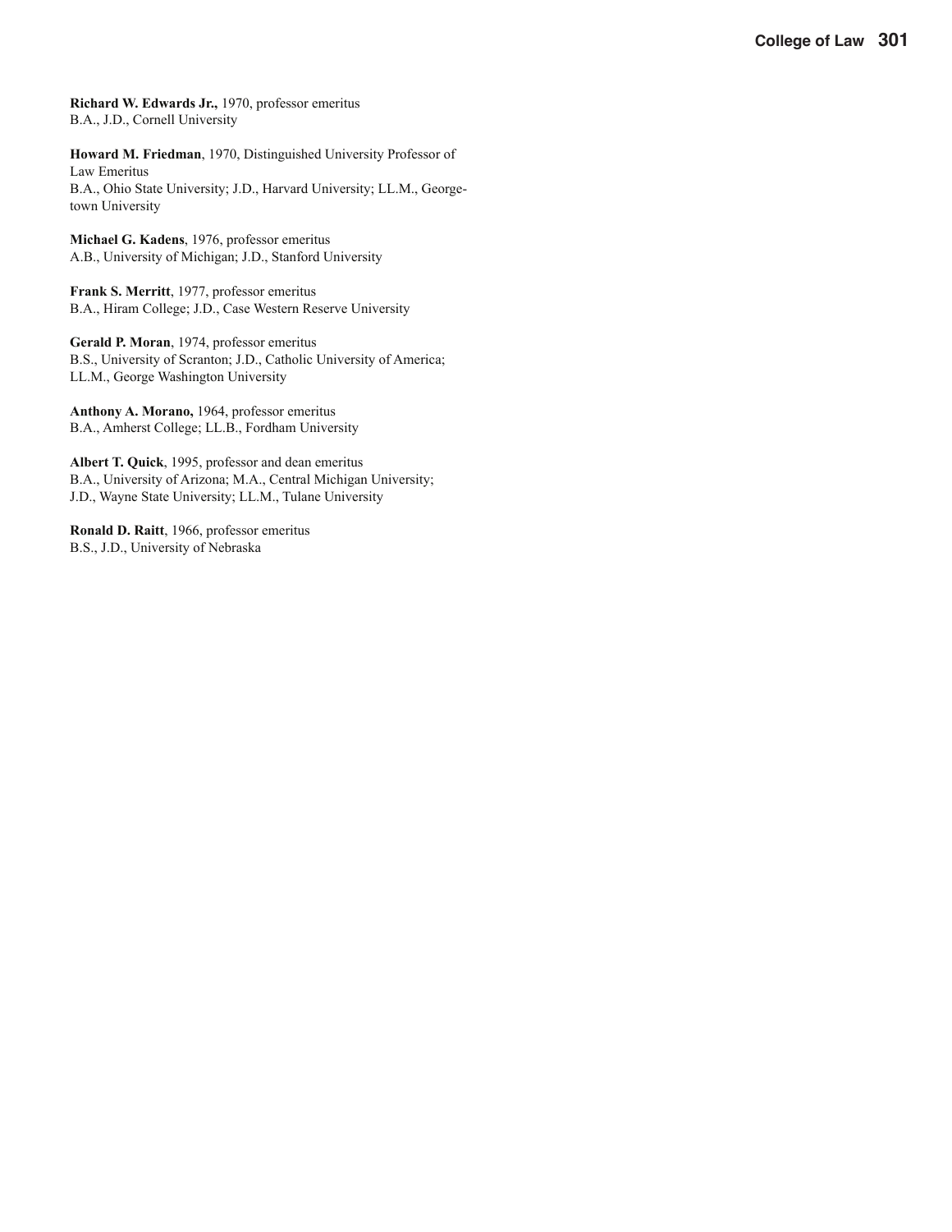**Richard W. Edwards Jr.,** 1970, professor emeritus
B.A., J.D., Cornell University

**Howard M. Friedman**, 1970, Distinguished University Professor of Law Emeritus
B.A., Ohio State University; J.D., Harvard University; LL.M., Georgetown University

**Michael G. Kadens**, 1976, professor emeritus
A.B., University of Michigan; J.D., Stanford University

**Frank S. Merritt**, 1977, professor emeritus
B.A., Hiram College; J.D., Case Western Reserve University

**Gerald P. Moran**, 1974, professor emeritus
B.S., University of Scranton; J.D., Catholic University of America; LL.M., George Washington University

**Anthony A. Morano,** 1964, professor emeritus
B.A., Amherst College; LL.B., Fordham University

**Albert T. Quick**, 1995, professor and dean emeritus
B.A., University of Arizona; M.A., Central Michigan University; J.D., Wayne State University; LL.M., Tulane University

**Ronald D. Raitt**, 1966, professor emeritus
B.S., J.D., University of Nebraska